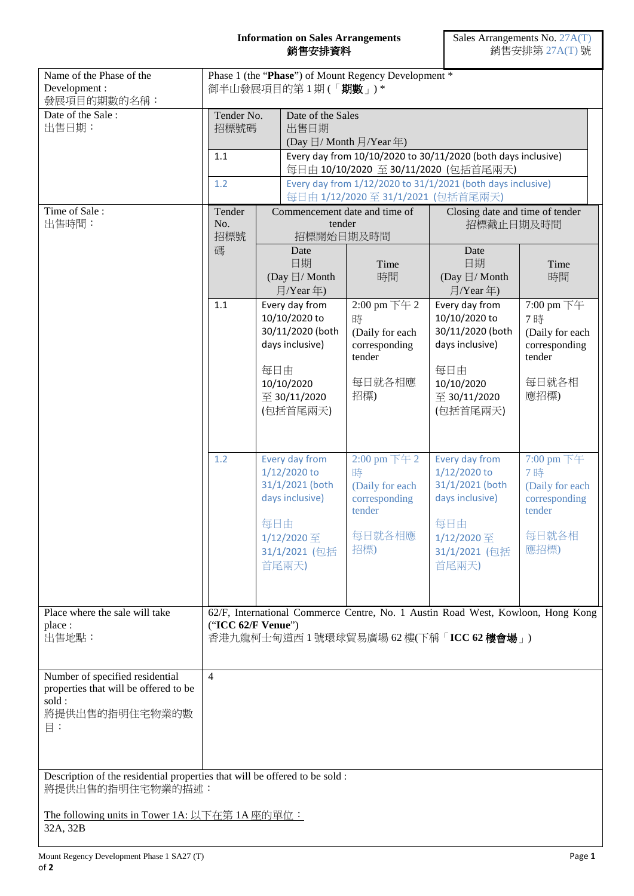**Information on Sales Arrangements**
**銷售安排資料**

Sales Arrangements No. 27A(T)
銷售安排第 27A(T) 號

| Name of the Phase of the Development : 發展項目的期數的名稱： | Phase 1 (the "**Phase**") of Mount Regency Development * 御半山發展項目的第 1 期 (「**期數**」) * |
|---|---|
| Date of the Sale : 出售日期： | see table below |

| Tender No. 招標號碼 | Date of the Sales 出售日期 (Day 日/ Month 月/Year 年) |
|---|---|
| 1.1 | Every day from 10/10/2020 to 30/11/2020 (both days inclusive) 每日由 10/10/2020 至 30/11/2020 (包括首尾兩天) |
| 1.2 | Every day from 1/12/2020 to 31/1/2021 (both days inclusive) 每日由 1/12/2020 至 31/1/2021 (包括首尾兩天) |

Time of Sale : 出售時間：

| Tender No. 招標號碼 | Commencement date and time of tender 招標開始日期及時間 | | Closing date and time of tender 招標截止日期及時間 | |
|---|---|---|---|---|
| | Date 日期 (Day 日/ Month 月/Year 年) | Time 時間 | Date 日期 (Day 日/ Month 月/Year 年) | Time 時間 |
| 1.1 | Every day from 10/10/2020 to 30/11/2020 (both days inclusive) 每日由 10/10/2020 至 30/11/2020 (包括首尾兩天) | 2:00 pm 下午 2 時 (Daily for each corresponding tender 每日就各相應招標) | Every day from 10/10/2020 to 30/11/2020 (both days inclusive) 每日由 10/10/2020 至 30/11/2020 (包括首尾兩天) | 7:00 pm 下午 7 時 (Daily for each corresponding tender 每日就各相應招標) |
| 1.2 | Every day from 1/12/2020 to 31/1/2021 (both days inclusive) 每日由 1/12/2020 至 31/1/2021 (包括首尾兩天) | 2:00 pm 下午 2 時 (Daily for each corresponding tender 每日就各相應招標) | Every day from 1/12/2020 to 31/1/2021 (both days inclusive) 每日由 1/12/2020 至 31/1/2021 (包括首尾兩天) | 7:00 pm 下午 7 時 (Daily for each corresponding tender 每日就各相應招標) |

| Place where the sale will take place : 出售地點： | 62/F, International Commerce Centre, No. 1 Austin Road West, Kowloon, Hong Kong ("**ICC 62/F Venue**") 香港九龍柯士甸道西 1 號環球貿易廣場 62 樓(下稱「**ICC 62 樓會場**」) |
|---|---|
| Number of specified residential properties that will be offered to be sold : 將提供出售的指明住宅物業的數目： | 4 |

Description of the residential properties that will be offered to be sold :
將提供出售的指明住宅物業的描述：

The following units in Tower 1A: 以下在第 1A 座的單位：
32A, 32B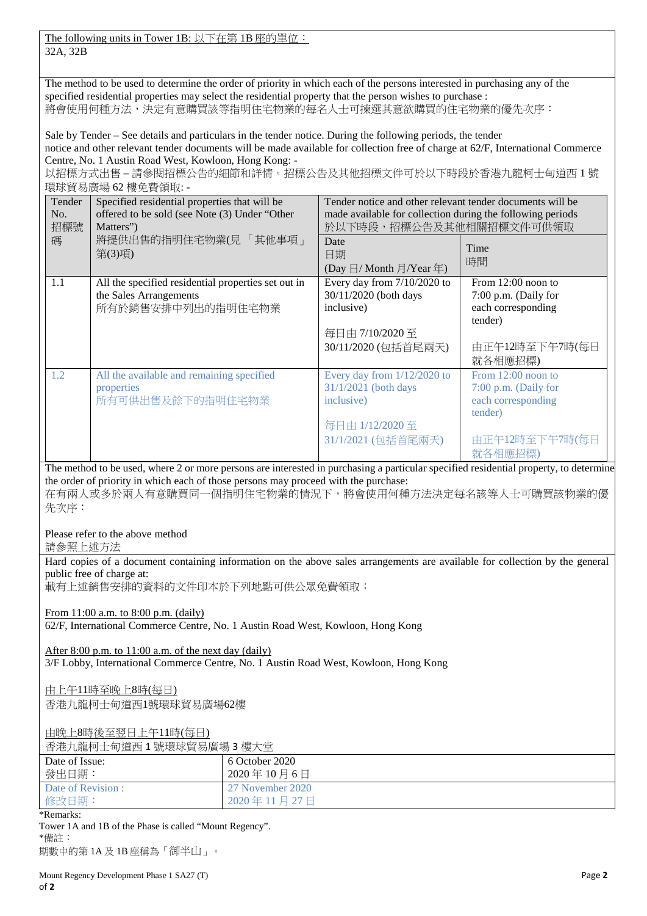The following units in Tower 1B: 以下在第 1B 座的單位：
32A, 32B

The method to be used to determine the order of priority in which each of the persons interested in purchasing any of the specified residential properties may select the residential property that the person wishes to purchase :
將會使用何種方法，決定有意購買該等指明住宅物業的每名人士可揀選其意欲購買的住宅物業的優先次序：

Sale by Tender – See details and particulars in the tender notice. During the following periods, the tender notice and other relevant tender documents will be made available for collection free of charge at 62/F, International Commerce Centre, No. 1 Austin Road West, Kowloon, Hong Kong: -
以招標方式出售 – 請參閱招標公告的細節和詳情。招標公告及其他招標文件可於以下時段於香港九龍柯士甸道西 1 號環球貿易廣場 62 樓免費領取: -

| Tender No. 招標號碼 | Specified residential properties that will be offered to be sold (see Note (3) Under "Other Matters") 將提供出售的指明住宅物業(見「其他事項」第(3)項) | Tender notice and other relevant tender documents will be made available for collection during the following periods 於以下時段，招標公告及其他相關招標文件可供領取 | |
|---|---|---|---|
| | | Date 日期 (Day 日/ Month 月/Year 年) | Time 時間 |
| 1.1 | All the specified residential properties set out in the Sales Arrangements 所有於銷售安排中列出的指明住宅物業 | Every day from 7/10/2020 to 30/11/2020 (both days inclusive) 每日由 7/10/2020 至 30/11/2020 (包括首尾兩天) | From 12:00 noon to 7:00 p.m. (Daily for each corresponding tender) 由正午12時至下午7時(每日就各相應招標) |
| 1.2 | All the available and remaining specified properties 所有可供出售及餘下的指明住宅物業 | Every day from 1/12/2020 to 31/1/2021 (both days inclusive) 每日由 1/12/2020 至 31/1/2021 (包括首尾兩天) | From 12:00 noon to 7:00 p.m. (Daily for each corresponding tender) 由正午12時至下午7時(每日就各相應招標) |

The method to be used, where 2 or more persons are interested in purchasing a particular specified residential property, to determine the order of priority in which each of those persons may proceed with the purchase:
在有兩人或多於兩人有意購買同一個指明住宅物業的情況下，將會使用何種方法決定每名該等人士可購買該物業的優先次序：

Please refer to the above method
請參照上述方法

Hard copies of a document containing information on the above sales arrangements are available for collection by the general public free of charge at:
載有上述銷售安排的資料的文件印本於下列地點可供公眾免費領取：

From 11:00 a.m. to 8:00 p.m. (daily)
62/F, International Commerce Centre, No. 1 Austin Road West, Kowloon, Hong Kong

After 8:00 p.m. to 11:00 a.m. of the next day (daily)
3/F Lobby, International Commerce Centre, No. 1 Austin Road West, Kowloon, Hong Kong

由上午11時至晚上8時(每日)
香港九龍柯士甸道西1號環球貿易廣場62樓

由晚上8時後至翌日上午11時(每日)
香港九龍柯士甸道西 1 號環球貿易廣場 3 樓大堂

| | |
|---|---|
| Date of Issue: 發出日期： | 6 October 2020 2020 年 10 月 6 日 |
| Date of Revision : 修改日期： | 27 November 2020 2020 年 11 月 27 日 |

*Remarks:
Tower 1A and 1B of the Phase is called "Mount Regency".
*備註：
期數中的第 1A 及 1B 座稱為「御半山」。

Mount Regency Development Phase 1 SA27 (T)